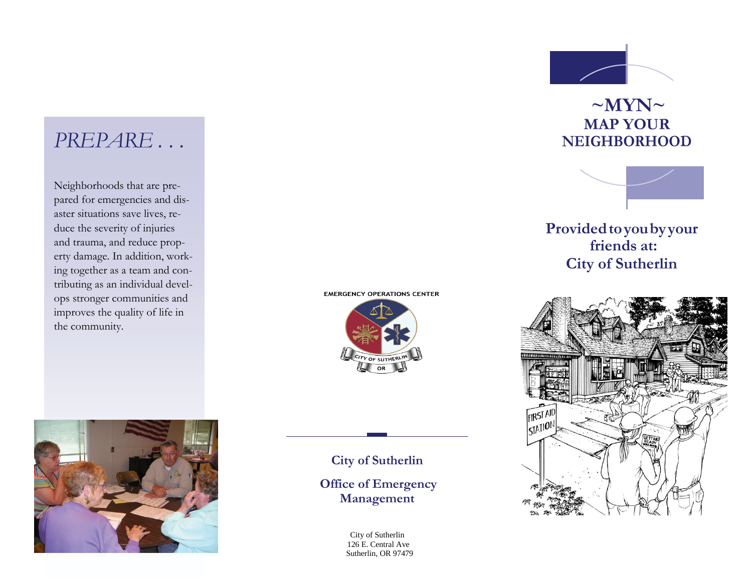# PREPARE . . .

Neighborhoods that are prepared for emergencies and disaster situations save lives, reduce the severity of injuries and trauma, and reduce property damage. In addition, working together as a team and contributing as an individual develops stronger communities and improves the quality of life in the community.

EMERGENCY OPERATIONS CENTER

CITY OF SUTHERLIN OR

**City of Sutherlin**

**Office of Emergency Management**

City of Sutherlin
126 E. Central Ave
Sutherlin, OR 97479

# ~MYN~
# MAP YOUR NEIGHBORHOOD

**Provided to you by your friends at:**
**City of Sutherlin**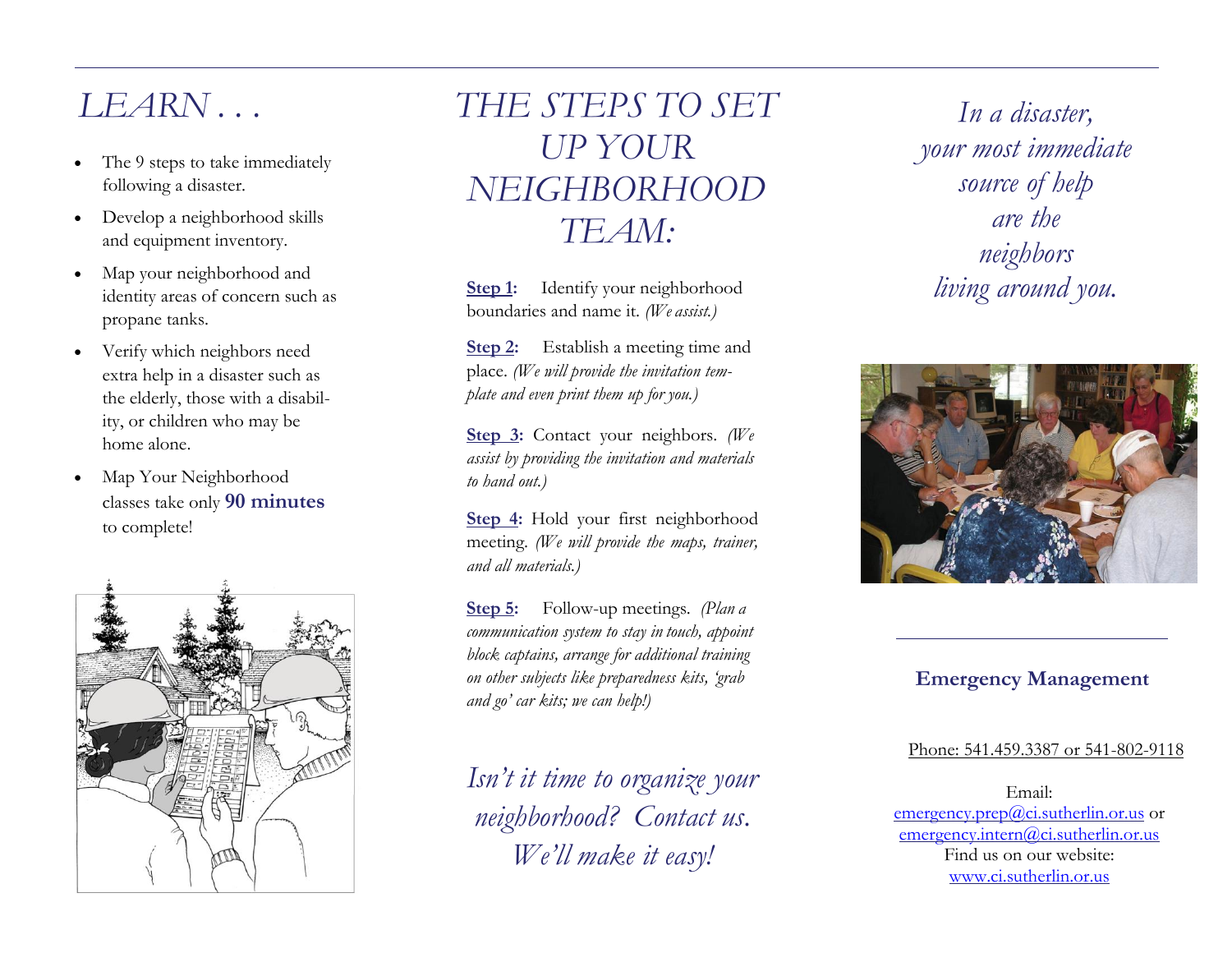# *LEARN . . .*

- The 9 steps to take immediately following a disaster.
- Develop a neighborhood skills and equipment inventory.
- Map your neighborhood and identity areas of concern such as propane tanks.
- Verify which neighbors need extra help in a disaster such as the elderly, those with a disability, or children who may be home alone.
- Map Your Neighborhood classes take only **90 minutes** to complete!

# *THE STEPS TO SET UP YOUR NEIGHBORHOOD TEAM:*

**Step 1:** Identify your neighborhood boundaries and name it. *(We assist.)*

**Step 2:** Establish a meeting time and place. *(We will provide the invitation template and even print them up for you.)*

**Step 3:** Contact your neighbors. *(We assist by providing the invitation and materials to hand out.)*

**Step 4:** Hold your first neighborhood meeting. *(We will provide the maps, trainer, and all materials.)*

**Step 5:** Follow-up meetings. *(Plan a communication system to stay in touch, appoint block captains, arrange for additional training on other subjects like preparedness kits, 'grab and go' car kits; we can help!)*

*Isn't it time to organize your neighborhood? Contact us. We'll make it easy!*

*In a disaster, your most immediate source of help are the neighbors living around you.*

**Emergency Management**

Phone: 541.459.3387 or 541-802-9118

Email:
emergency.prep@ci.sutherlin.or.us or
emergency.intern@ci.sutherlin.or.us
Find us on our website:
www.ci.sutherlin.or.us